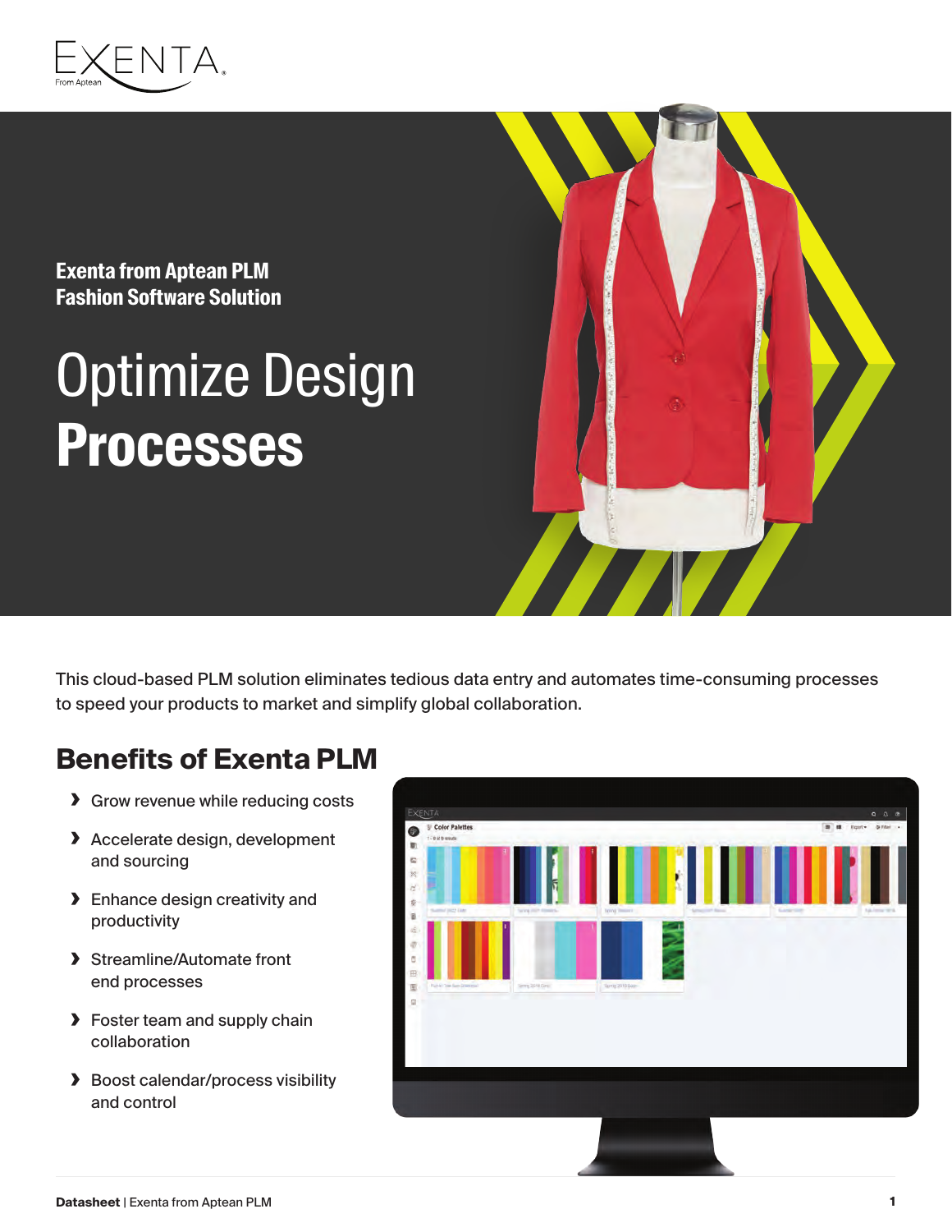**Exenta from Aptean PLM**
**Fashion Software Solution**

# Optimize Design **Processes**

This cloud-based PLM solution eliminates tedious data entry and automates time-consuming processes to speed your products to market and simplify global collaboration.

## Benefits of Exenta PLM

- Grow revenue while reducing costs
- Accelerate design, development and sourcing
- Enhance design creativity and productivity
- Streamline/Automate front end processes
- Foster team and supply chain collaboration
- Boost calendar/process visibility and control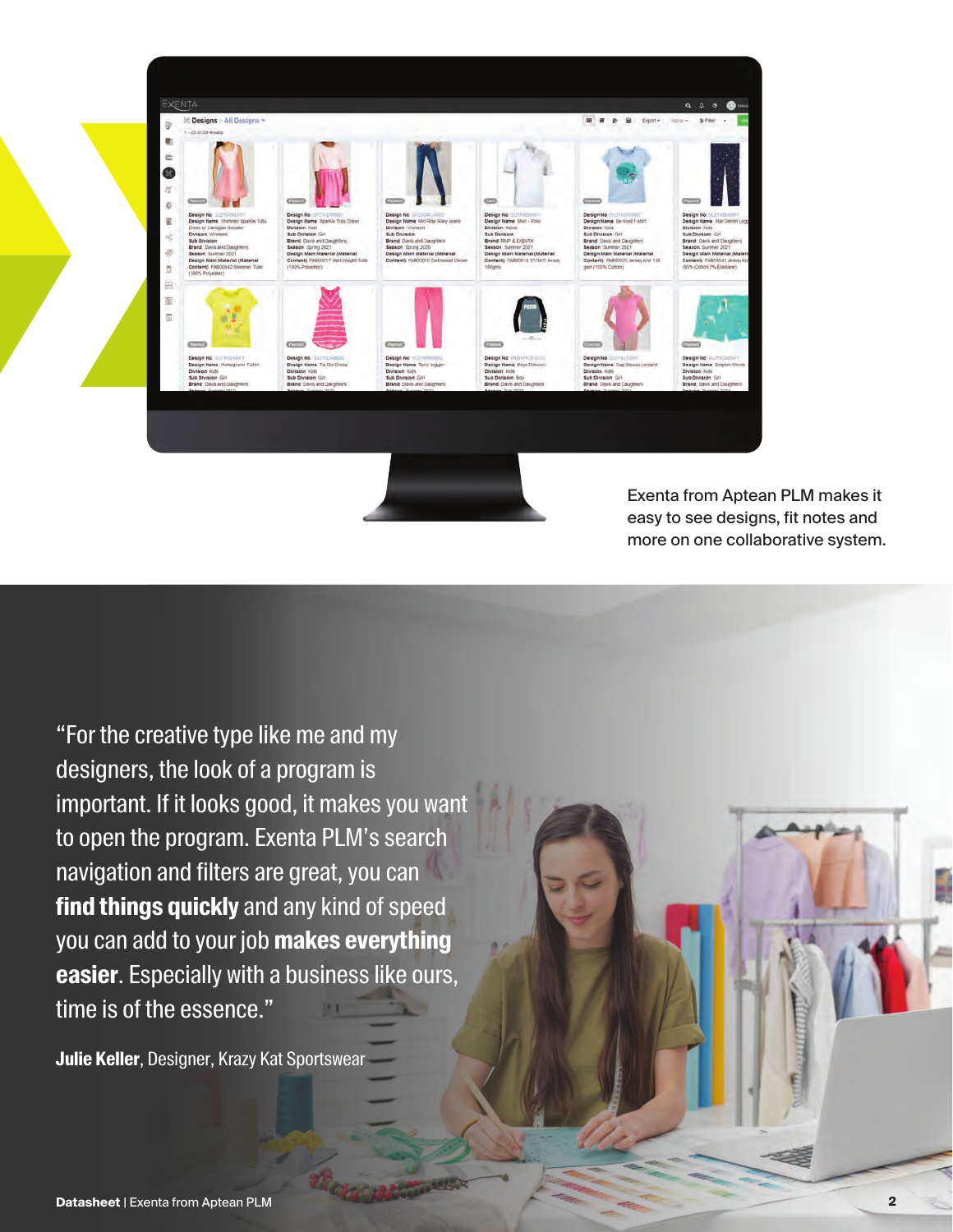Exenta from Aptean PLM makes it easy to see designs, fit notes and more on one collaborative system.

"For the creative type like me and my designers, the look of a program is important. If it looks good, it makes you want to open the program. Exenta PLM's search navigation and filters are great, you can **find things quickly** and any kind of speed you can add to your job **makes everything easier**. Especially with a business like ours, time is of the essence."

**Julie Keller**, Designer, Krazy Kat Sportswear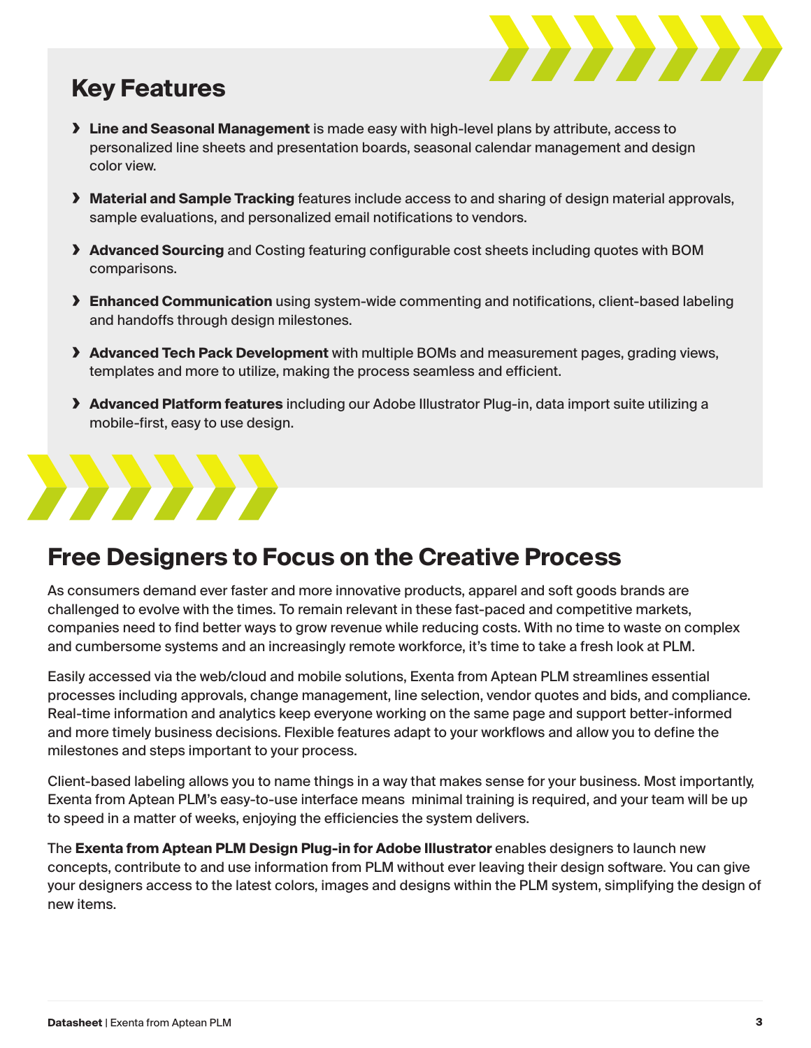## Key Features

- **Line and Seasonal Management** is made easy with high-level plans by attribute, access to personalized line sheets and presentation boards, seasonal calendar management and design color view.
- **Material and Sample Tracking** features include access to and sharing of design material approvals, sample evaluations, and personalized email notifications to vendors.
- **Advanced Sourcing** and Costing featuring configurable cost sheets including quotes with BOM comparisons.
- **Enhanced Communication** using system-wide commenting and notifications, client-based labeling and handoffs through design milestones.
- **Advanced Tech Pack Development** with multiple BOMs and measurement pages, grading views, templates and more to utilize, making the process seamless and efficient.
- **Advanced Platform features** including our Adobe Illustrator Plug-in, data import suite utilizing a mobile-first, easy to use design.

## Free Designers to Focus on the Creative Process

As consumers demand ever faster and more innovative products, apparel and soft goods brands are challenged to evolve with the times. To remain relevant in these fast-paced and competitive markets, companies need to find better ways to grow revenue while reducing costs. With no time to waste on complex and cumbersome systems and an increasingly remote workforce, it's time to take a fresh look at PLM.

Easily accessed via the web/cloud and mobile solutions, Exenta from Aptean PLM streamlines essential processes including approvals, change management, line selection, vendor quotes and bids, and compliance. Real-time information and analytics keep everyone working on the same page and support better-informed and more timely business decisions. Flexible features adapt to your workflows and allow you to define the milestones and steps important to your process.

Client-based labeling allows you to name things in a way that makes sense for your business. Most importantly, Exenta from Aptean PLM's easy-to-use interface means minimal training is required, and your team will be up to speed in a matter of weeks, enjoying the efficiencies the system delivers.

The **Exenta from Aptean PLM Design Plug-in for Adobe Illustrator** enables designers to launch new concepts, contribute to and use information from PLM without ever leaving their design software. You can give your designers access to the latest colors, images and designs within the PLM system, simplifying the design of new items.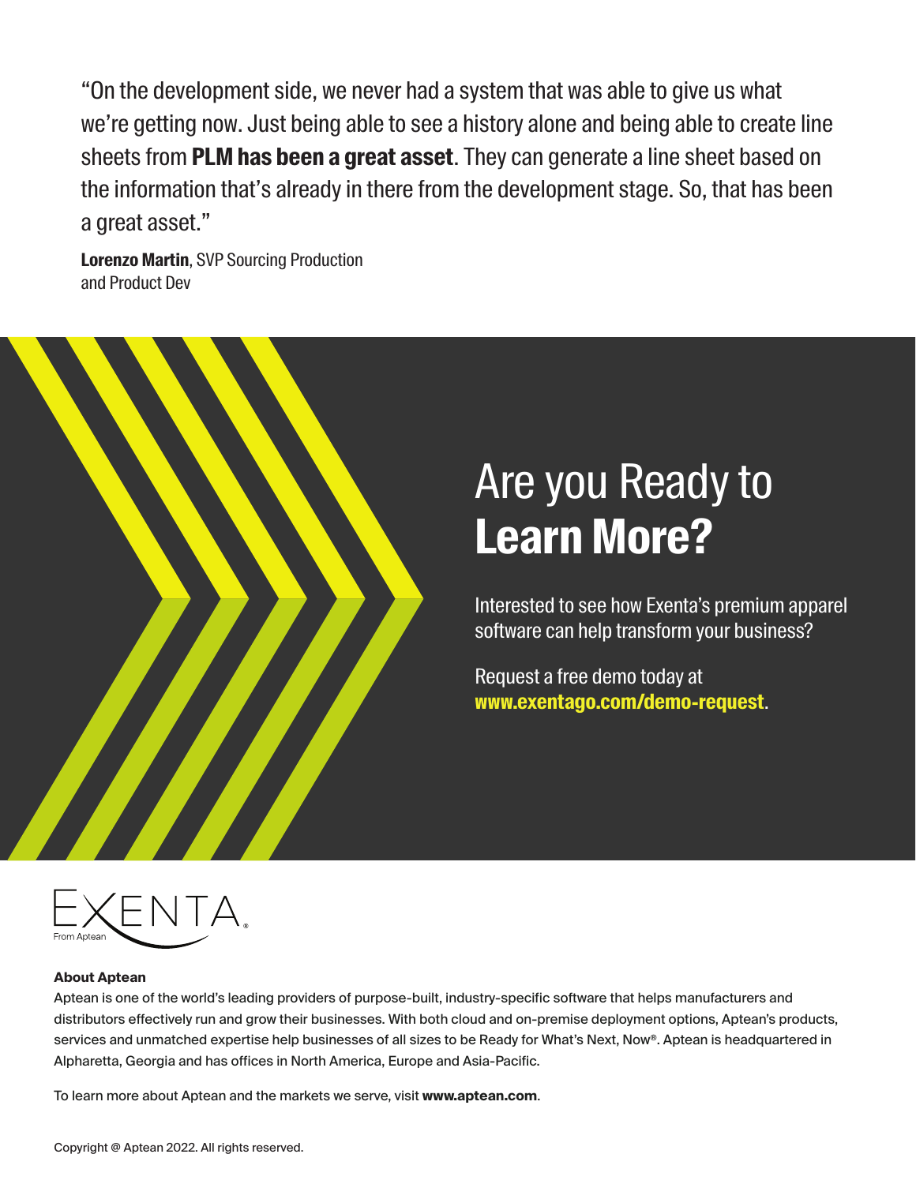"On the development side, we never had a system that was able to give us what we're getting now. Just being able to see a history alone and being able to create line sheets from **PLM has been a great asset**. They can generate a line sheet based on the information that's already in there from the development stage. So, that has been a great asset."

**Lorenzo Martin**, SVP Sourcing Production and Product Dev

# Are you Ready to **Learn More?**

Interested to see how Exenta's premium apparel software can help transform your business?

Request a free demo today at **www.exentago.com/demo-request**.

EXENTA® From Aptean

**About Aptean**

Aptean is one of the world's leading providers of purpose-built, industry-specific software that helps manufacturers and distributors effectively run and grow their businesses. With both cloud and on-premise deployment options, Aptean's products, services and unmatched expertise help businesses of all sizes to be Ready for What's Next, Now®. Aptean is headquartered in Alpharetta, Georgia and has offices in North America, Europe and Asia-Pacific.

To learn more about Aptean and the markets we serve, visit **www.aptean.com**.

Copyright @ Aptean 2022. All rights reserved.